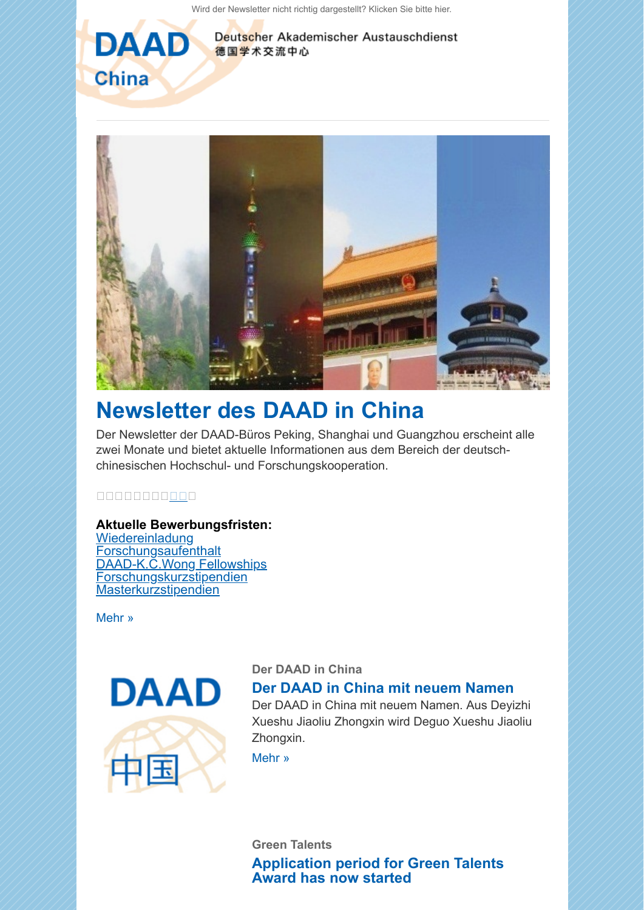Wird der Newsletter nicht richtig dargestellt? Klicken Sie bitte hier.

DAAD China

Deutscher Akademischer Austauschdienst
德国学术交流中心

# Newsletter des DAAD in China

Der Newsletter der DAAD-Büros Peking, Shanghai und Guangzhou erscheint alle zwei Monate und bietet aktuelle Informationen aus dem Bereich der deutsch-chinesischen Hochschul- und Forschungskooperation.

□□□□□□□□□□□

**Aktuelle Bewerbungsfristen:**
Wiedereinladung
Forschungsaufenthalt
DAAD-K.C.Wong Fellowships
Forschungskurzstipendien
Masterkurzstipendien

Mehr »

**Der DAAD in China**

## Der DAAD in China mit neuem Namen

Der DAAD in China mit neuem Namen. Aus Deyizhi Xueshu Jiaoliu Zhongxin wird Deguo Xueshu Jiaoliu Zhongxin.

Mehr »

**Green Talents**

## Application period for Green Talents Award has now started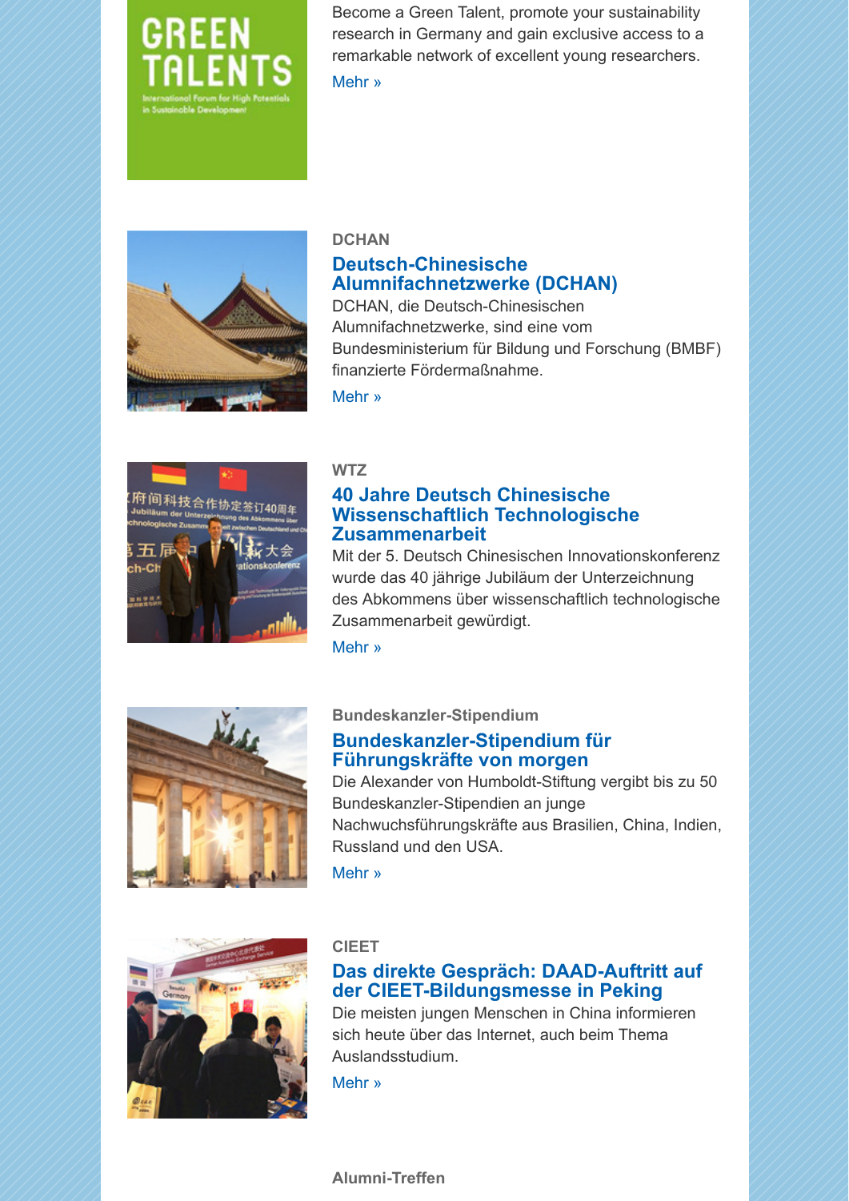Become a Green Talent, promote your sustainability research in Germany and gain exclusive access to a remarkable network of excellent young researchers.

Mehr »

DCHAN

## Deutsch-Chinesische Alumnifachnetzwerke (DCHAN)

DCHAN, die Deutsch-Chinesischen Alumnifachnetzwerke, sind eine vom Bundesministerium für Bildung und Forschung (BMBF) finanzierte Fördermaßnahme.

Mehr »

WTZ

## 40 Jahre Deutsch Chinesische Wissenschaftlich Technologische Zusammenarbeit

Mit der 5. Deutsch Chinesischen Innovationskonferenz wurde das 40 jährige Jubiläum der Unterzeichnung des Abkommens über wissenschaftlich technologische Zusammenarbeit gewürdigt.

Mehr »

Bundeskanzler-Stipendium

## Bundeskanzler-Stipendium für Führungskräfte von morgen

Die Alexander von Humboldt-Stiftung vergibt bis zu 50 Bundeskanzler-Stipendien an junge Nachwuchsführungskräfte aus Brasilien, China, Indien, Russland und den USA.

Mehr »

CIEET

## Das direkte Gespräch: DAAD-Auftritt auf der CIEET-Bildungsmesse in Peking

Die meisten jungen Menschen in China informieren sich heute über das Internet, auch beim Thema Auslandsstudium.

Mehr »

Alumni-Treffen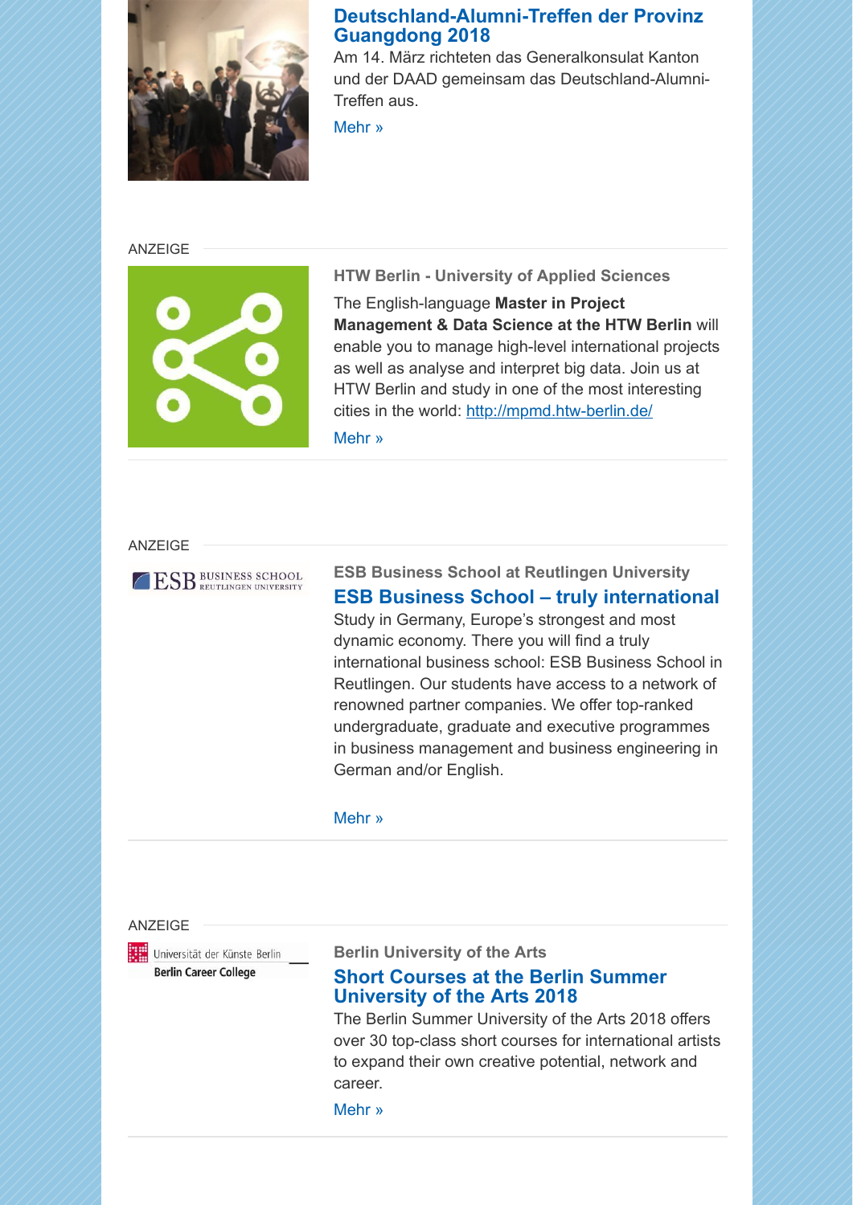## Deutschland-Alumni-Treffen der Provinz Guangdong 2018

Am 14. März richteten das Generalkonsulat Kanton und der DAAD gemeinsam das Deutschland-Alumni-Treffen aus.

Mehr »

ANZEIGE

**HTW Berlin - University of Applied Sciences**

The English-language **Master in Project Management & Data Science at the HTW Berlin** will enable you to manage high-level international projects as well as analyse and interpret big data. Join us at HTW Berlin and study in one of the most interesting cities in the world: http://mpmd.htw-berlin.de/

Mehr »

ANZEIGE

ESB BUSINESS SCHOOL REUTLINGEN UNIVERSITY

**ESB Business School at Reutlingen University**

## ESB Business School – truly international

Study in Germany, Europe's strongest and most dynamic economy. There you will find a truly international business school: ESB Business School in Reutlingen. Our students have access to a network of renowned partner companies. We offer top-ranked undergraduate, graduate and executive programmes in business management and business engineering in German and/or English.

Mehr »

ANZEIGE

Universität der Künste Berlin
Berlin Career College

**Berlin University of the Arts**

## Short Courses at the Berlin Summer University of the Arts 2018

The Berlin Summer University of the Arts 2018 offers over 30 top-class short courses for international artists to expand their own creative potential, network and career.

Mehr »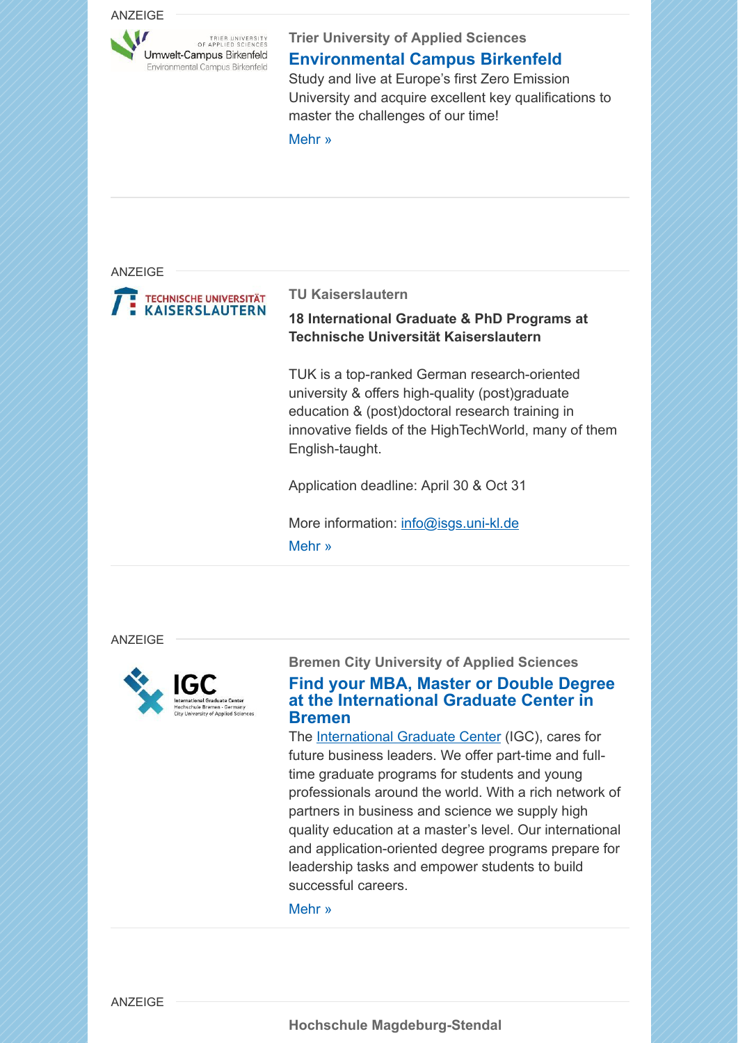ANZEIGE

**Trier University of Applied Sciences**

## Environmental Campus Birkenfeld

Study and live at Europe's first Zero Emission University and acquire excellent key qualifications to master the challenges of our time!

Mehr »

ANZEIGE

**TU Kaiserslautern**

**18 International Graduate & PhD Programs at Technische Universität Kaiserslautern**

TUK is a top-ranked German research-oriented university & offers high-quality (post)graduate education & (post)doctoral research training in innovative fields of the HighTechWorld, many of them English-taught.

Application deadline: April 30 & Oct 31

More information: info@isgs.uni-kl.de

Mehr »

ANZEIGE

**Bremen City University of Applied Sciences**

## Find your MBA, Master or Double Degree at the International Graduate Center in Bremen

The International Graduate Center (IGC), cares for future business leaders. We offer part-time and full-time graduate programs for students and young professionals around the world. With a rich network of partners in business and science we supply high quality education at a master's level. Our international and application-oriented degree programs prepare for leadership tasks and empower students to build successful careers.

Mehr »

ANZEIGE

**Hochschule Magdeburg-Stendal**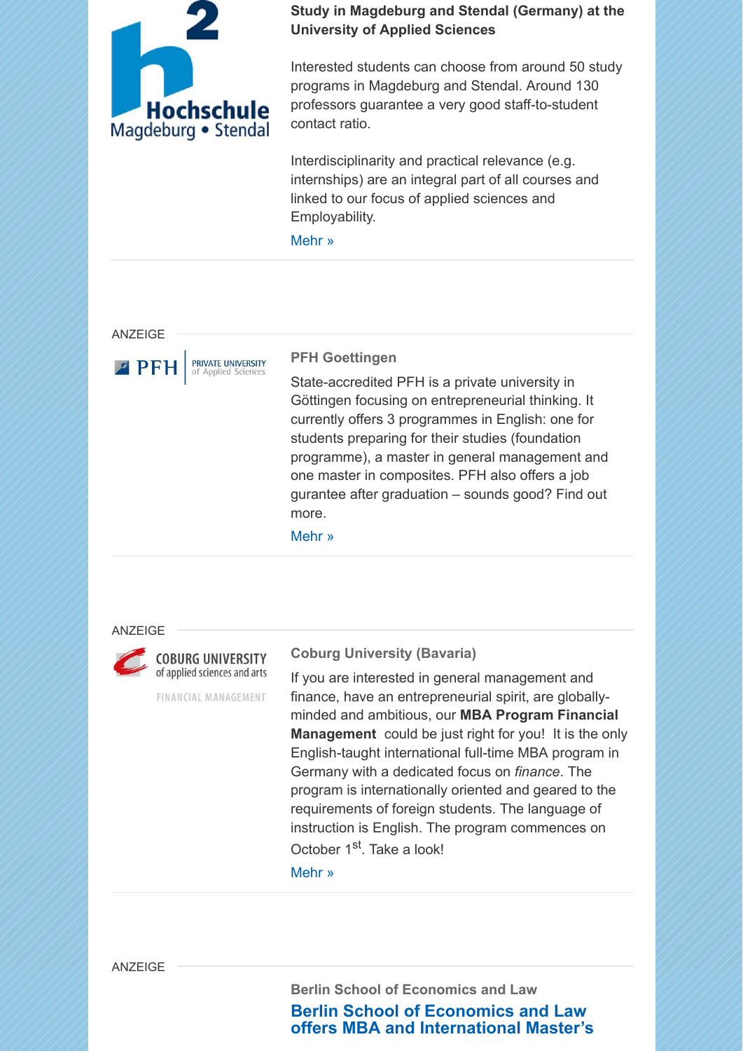**Study in Magdeburg and Stendal (Germany) at the University of Applied Sciences**

Interested students can choose from around 50 study programs in Magdeburg and Stendal. Around 130 professors guarantee a very good staff-to-student contact ratio.

Interdisciplinarity and practical relevance (e.g. internships) are an integral part of all courses and linked to our focus of applied sciences and Employability.

Mehr »

---

ANZEIGE

**PFH Goettingen**

State-accredited PFH is a private university in Göttingen focusing on entrepreneurial thinking. It currently offers 3 programmes in English: one for students preparing for their studies (foundation programme), a master in general management and one master in composites. PFH also offers a job gurantee after graduation – sounds good? Find out more.

Mehr »

---

ANZEIGE

**Coburg University (Bavaria)**

If you are interested in general management and finance, have an entrepreneurial spirit, are globally-minded and ambitious, our **MBA Program Financial Management** could be just right for you! It is the only English-taught international full-time MBA program in Germany with a dedicated focus on *finance*. The program is internationally oriented and geared to the requirements of foreign students. The language of instruction is English. The program commences on October 1st. Take a look!

Mehr »

---

ANZEIGE

**Berlin School of Economics and Law**

## Berlin School of Economics and Law offers MBA and International Master's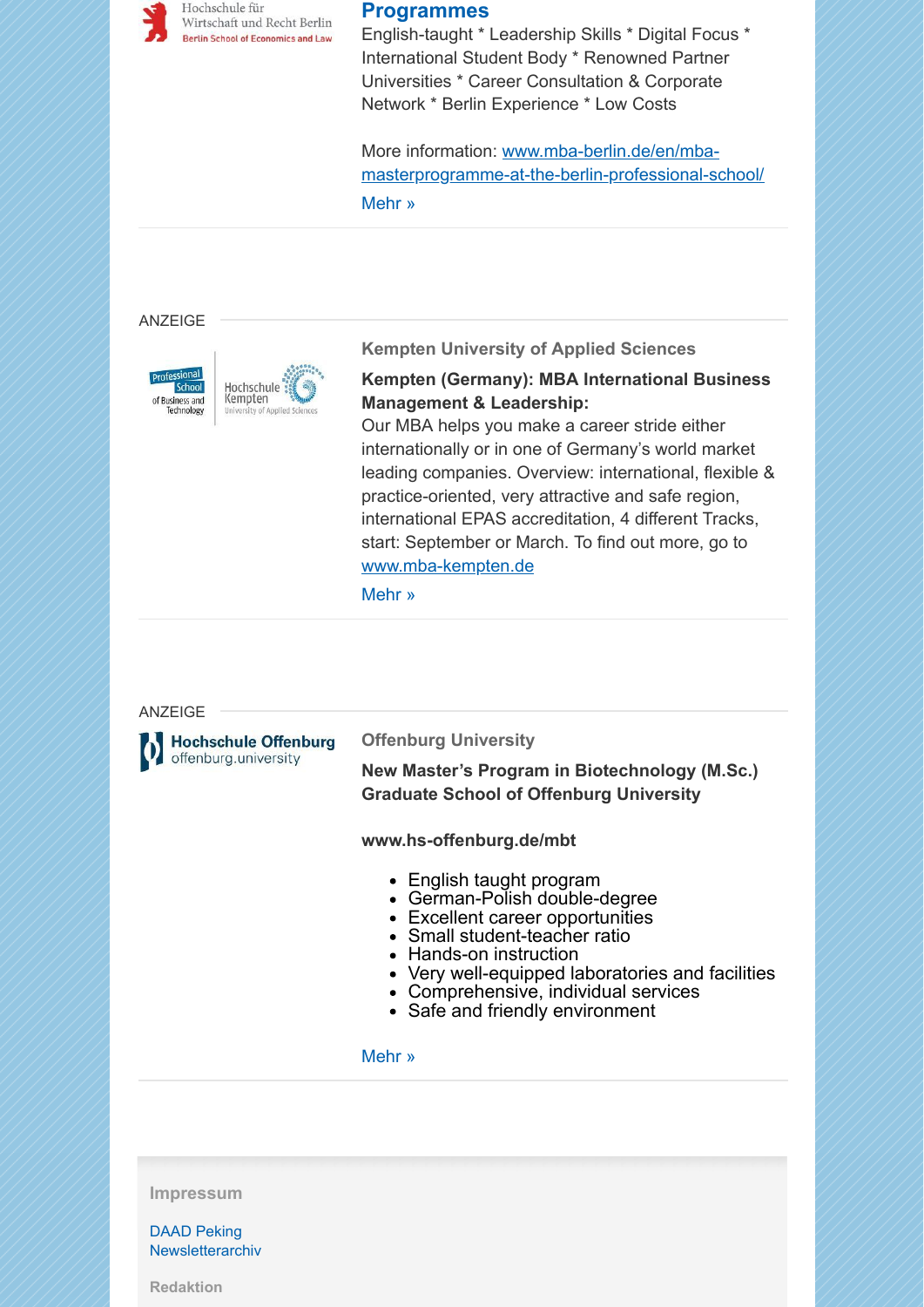Hochschule für Wirtschaft und Recht Berlin
Berlin School of Economics and Law

## Programmes

English-taught * Leadership Skills * Digital Focus * International Student Body * Renowned Partner Universities * Career Consultation & Corporate Network * Berlin Experience * Low Costs

More information: [www.mba-berlin.de/en/mba-masterprogramme-at-the-berlin-professional-school/](www.mba-berlin.de/en/mba-masterprogramme-at-the-berlin-professional-school/)

Mehr »

---

ANZEIGE

Professional School of Business and Technology
Hochschule Kempten University of Applied Sciences

### Kempten University of Applied Sciences

**Kempten (Germany): MBA International Business Management & Leadership:**
Our MBA helps you make a career stride either internationally or in one of Germany's world market leading companies. Overview: international, flexible & practice-oriented, very attractive and safe region, international EPAS accreditation, 4 different Tracks, start: September or March. To find out more, go to [www.mba-kempten.de](www.mba-kempten.de)

Mehr »

---

ANZEIGE

Hochschule Offenburg
offenburg.university

### Offenburg University

**New Master's Program in Biotechnology (M.Sc.)**
**Graduate School of Offenburg University**

**www.hs-offenburg.de/mbt**

- English taught program
- German-Polish double-degree
- Excellent career opportunities
- Small student-teacher ratio
- Hands-on instruction
- Very well-equipped laboratories and facilities
- Comprehensive, individual services
- Safe and friendly environment

Mehr »

---

**Impressum**

DAAD Peking
Newsletterarchiv

**Redaktion**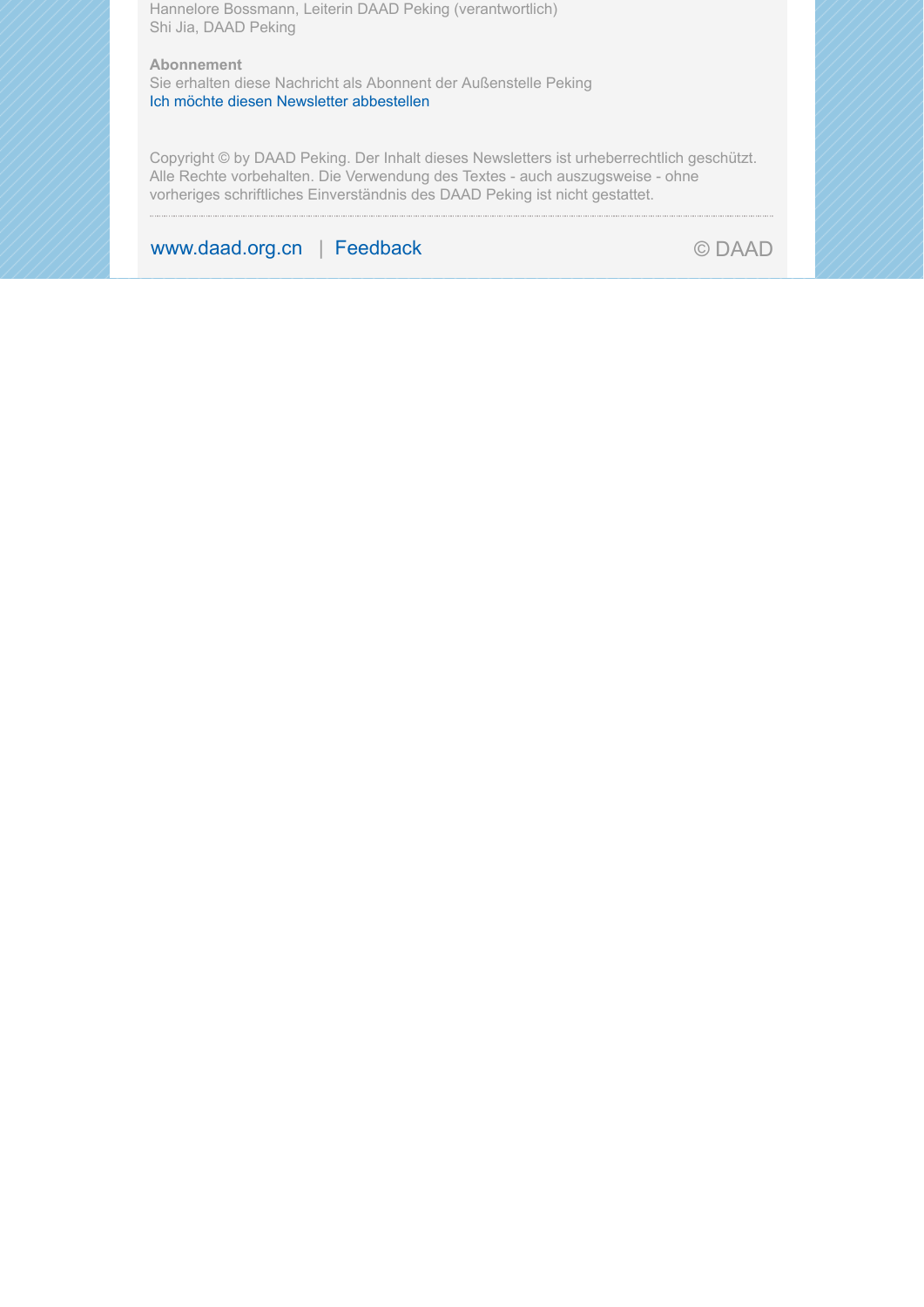Hannelore Bossmann, Leiterin DAAD Peking (verantwortlich)
Shi Jia, DAAD Peking

**Abonnement**
Sie erhalten diese Nachricht als Abonnent der Außenstelle Peking
Ich möchte diesen Newsletter abbestellen

Copyright © by DAAD Peking. Der Inhalt dieses Newsletters ist urheberrechtlich geschützt. Alle Rechte vorbehalten. Die Verwendung des Textes - auch auszugsweise - ohne vorheriges schriftliches Einverständnis des DAAD Peking ist nicht gestattet.

www.daad.org.cn | Feedback

© DAAD